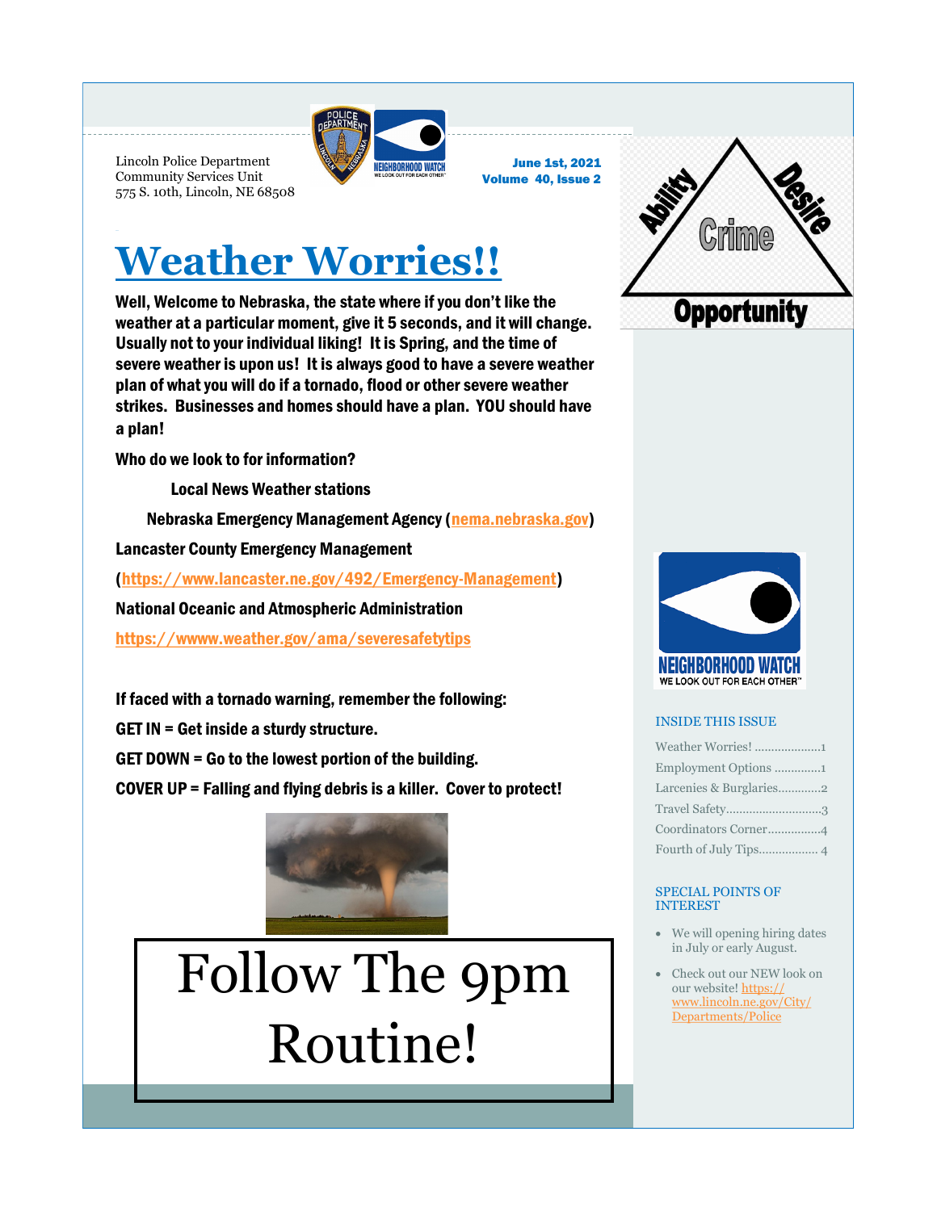Lincoln Police Department
Community Services Unit
575 S. 10th, Lincoln, NE 68508

June 1st, 2021
Volume 40, Issue 2

# Weather Worries!!

**Well, Welcome to Nebraska, the state where if you don't like the weather at a particular moment, give it 5 seconds, and it will change. Usually not to your individual liking! It is Spring, and the time of severe weather is upon us! It is always good to have a severe weather plan of what you will do if a tornado, flood or other severe weather strikes. Businesses and homes should have a plan. YOU should have a plan!**

**Who do we look to for information?**

**Local News Weather stations**

**Nebraska Emergency Management Agency (nema.nebraska.gov)**

**Lancaster County Emergency Management**

**(https://www.lancaster.ne.gov/492/Emergency-Management)**

**National Oceanic and Atmospheric Administration**

**https://wwww.weather.gov/ama/severesafetytips**

**If faced with a tornado warning, remember the following:**

**GET IN = Get inside a sturdy structure.**

**GET DOWN = Go to the lowest portion of the building.**

**COVER UP = Falling and flying debris is a killer. Cover to protect!**

# Follow The 9pm Routine!

## INSIDE THIS ISSUE

- Weather Worries! .................... 1
- Employment Options ............. 1
- Larcenies & Burglaries............ 2
- Travel Safety............................ 3
- Coordinators Corner................ 4
- Fourth of July Tips.................. 4

## SPECIAL POINTS OF INTEREST

- We will opening hiring dates in July or early August.
- Check out our NEW look on our website! https://www.lincoln.ne.gov/City/Departments/Police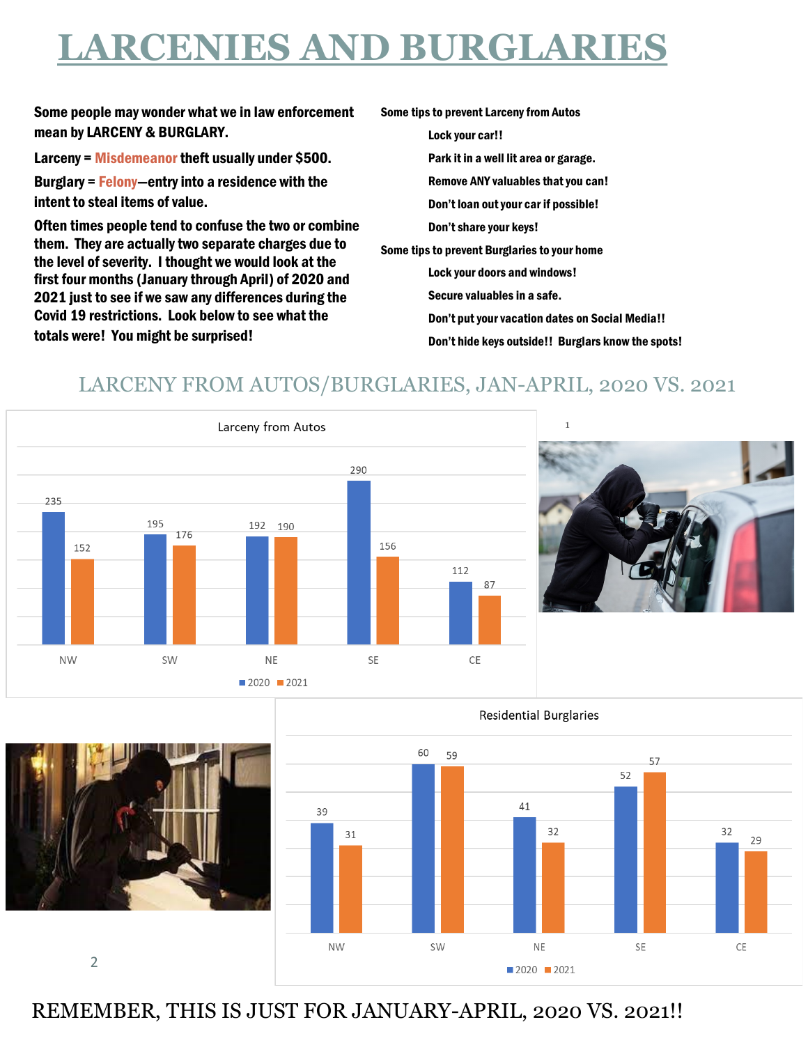# LARCENIES AND BURGLARIES

**Some people may wonder what we in law enforcement mean by LARCENY & BURGLARY.**

**Larceny = Misdemeanor theft usually under $500.**

**Burglary = Felony—entry into a residence with the intent to steal items of value.**

**Often times people tend to confuse the two or combine them. They are actually two separate charges due to the level of severity. I thought we would look at the first four months (January through April) of 2020 and 2021 just to see if we saw any differences during the Covid 19 restrictions. Look below to see what the totals were! You might be surprised!**

**Some tips to prevent Larceny from Autos**

- **Lock your car!!**
- **Park it in a well lit area or garage.**
- **Remove ANY valuables that you can!**
- **Don't loan out your car if possible!**
- **Don't share your keys!**

**Some tips to prevent Burglaries to your home**

- **Lock your doors and windows!**
- **Secure valuables in a safe.**
- **Don't put your vacation dates on Social Media!!**
- **Don't hide keys outside!! Burglars know the spots!**

## LARCENY FROM AUTOS/BURGLARIES, JAN-APRIL, 2020 VS. 2021

**Larceny from Autos**

| | NW | SW | NE | SE | CE |
|---|---|---|---|---|---|
| 2020 | 235 | 195 | 192 | 290 | 112 |
| 2021 | 152 | 176 | 190 | 156 | 87 |

**Residential Burglaries**

| | NW | SW | NE | SE | CE |
|---|---|---|---|---|---|
| 2020 | 39 | 60 | 41 | 52 | 32 |
| 2021 | 31 | 59 | 32 | 57 | 29 |

REMEMBER, THIS IS JUST FOR JANUARY-APRIL, 2020 VS. 2021!!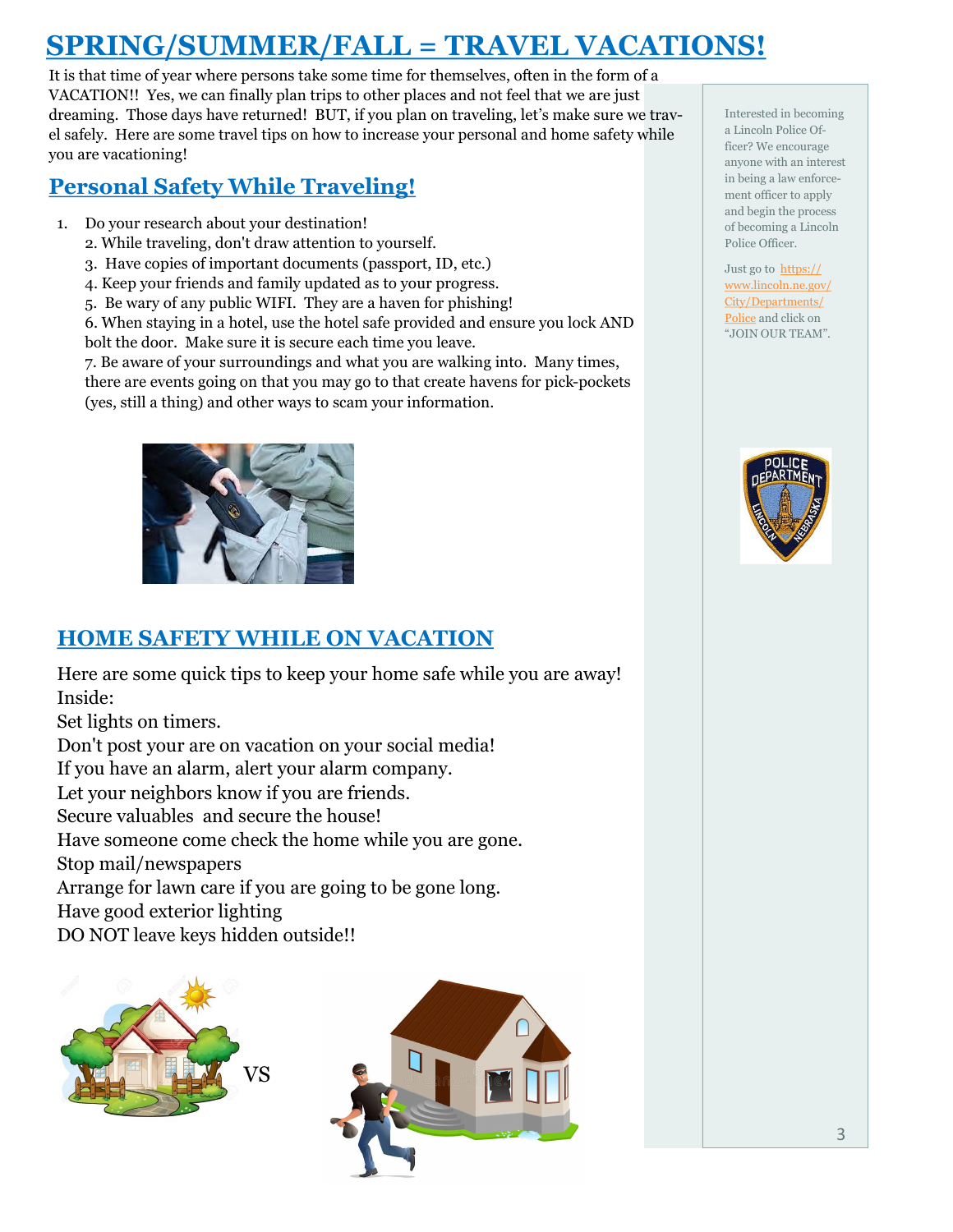# SPRING/SUMMER/FALL = TRAVEL VACATIONS!

It is that time of year where persons take some time for themselves, often in the form of a VACATION!! Yes, we can finally plan trips to other places and not feel that we are just dreaming. Those days have returned! BUT, if you plan on traveling, let's make sure we travel safely. Here are some travel tips on how to increase your personal and home safety while you are vacationing!

## Personal Safety While Traveling!

1. Do your research about your destination!
2. While traveling, don't draw attention to yourself.
3. Have copies of important documents (passport, ID, etc.)
4. Keep your friends and family updated as to your progress.
5. Be wary of any public WIFI. They are a haven for phishing!
6. When staying in a hotel, use the hotel safe provided and ensure you lock AND bolt the door. Make sure it is secure each time you leave.
7. Be aware of your surroundings and what you are walking into. Many times, there are events going on that you may go to that create havens for pick-pockets (yes, still a thing) and other ways to scam your information.

## HOME SAFETY WHILE ON VACATION

Here are some quick tips to keep your home safe while you are away!

Inside:

Set lights on timers.

Don't post your are on vacation on your social media!

If you have an alarm, alert your alarm company.

Let your neighbors know if you are friends.

Secure valuables and secure the house!

Have someone come check the home while you are gone.

Stop mail/newspapers

Arrange for lawn care if you are going to be gone long.

Have good exterior lighting

DO NOT leave keys hidden outside!!

VS

---

Interested in becoming a Lincoln Police Officer? We encourage anyone with an interest in being a law enforcement officer to apply and begin the process of becoming a Lincoln Police Officer.

Just go to https://www.lincoln.ne.gov/City/Departments/Police and click on "JOIN OUR TEAM".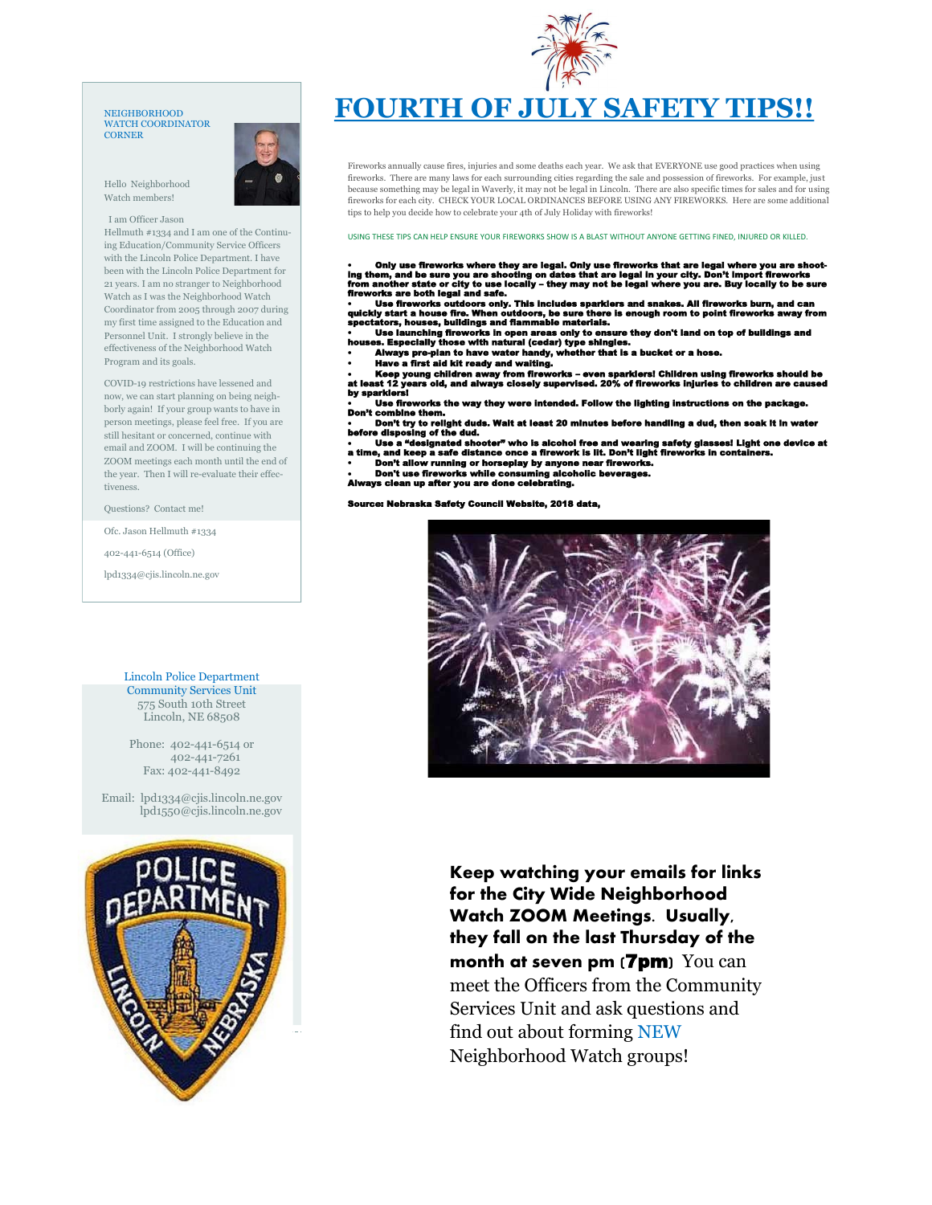# FOURTH OF JULY SAFETY TIPS!!

Fireworks annually cause fires, injuries and some deaths each year. We ask that EVERYONE use good practices when using fireworks. There are many laws for each surrounding cities regarding the sale and possession of fireworks. For example, just because something may be legal in Waverly, it may not be legal in Lincoln. There are also specific times for sales and for using fireworks for each city. CHECK YOUR LOCAL ORDINANCES BEFORE USING ANY FIREWORKS. Here are some additional tips to help you decide how to celebrate your 4th of July Holiday with fireworks!

USING THESE TIPS CAN HELP ENSURE YOUR FIREWORKS SHOW IS A BLAST WITHOUT ANYONE GETTING FINED, INJURED OR KILLED.

- **Only use fireworks where they are legal. Only use fireworks that are legal where you are shooting them, and be sure you are shooting on dates that are legal in your city. Don't import fireworks from another state or city to use locally – they may not be legal where you are. Buy locally to be sure fireworks are both legal and safe.**
- **Use fireworks outdoors only. This includes sparklers and snakes. All fireworks burn, and can quickly start a house fire. When outdoors, be sure there is enough room to point fireworks away from spectators, houses, buildings and flammable materials.**
- **Use launching fireworks in open areas only to ensure they don't land on top of buildings and houses. Especially those with natural (cedar) type shingles.**
- **Always pre-plan to have water handy, whether that is a bucket or a hose.**
- **Have a first aid kit ready and waiting.**
- **Keep young children away from fireworks – even sparklers! Children using fireworks should be at least 12 years old, and always closely supervised. 20% of fireworks injuries to children are caused by sparklers!**
- **Use fireworks the way they were intended. Follow the lighting instructions on the package. Don't combine them.**
- **Don't try to relight duds. Wait at least 20 minutes before handling a dud, then soak it in water before disposing of the dud.**
- **Use a "designated shooter" who is alcohol free and wearing safety glasses! Light one device at a time, and keep a safe distance once a firework is lit. Don't light fireworks in containers.**
- **Don't allow running or horseplay by anyone near fireworks.**
- **Don't use fireworks while consuming alcoholic beverages.**

**Always clean up after you are done celebrating.**

**Source: Nebraska Safety Council Website, 2018 data,**

## NEIGHBORHOOD WATCH COORDINATOR CORNER

Hello Neighborhood Watch members!

I am Officer Jason Hellmuth #1334 and I am one of the Continuing Education/Community Service Officers with the Lincoln Police Department. I have been with the Lincoln Police Department for 21 years. I am no stranger to Neighborhood Watch as I was the Neighborhood Watch Coordinator from 2005 through 2007 during my first time assigned to the Education and Personnel Unit. I strongly believe in the effectiveness of the Neighborhood Watch Program and its goals.

COVID-19 restrictions have lessened and now, we can start planning on being neighborly again! If your group wants to have in person meetings, please feel free. If you are still hesitant or concerned, continue with email and ZOOM. I will be continuing the ZOOM meetings each month until the end of the year. Then I will re-evaluate their effectiveness.

Questions? Contact me!

Ofc. Jason Hellmuth #1334

402-441-6514 (Office)

lpd1334@cjis.lincoln.ne.gov

Lincoln Police Department
Community Services Unit
575 South 10th Street
Lincoln, NE 68508

Phone: 402-441-6514 or
402-441-7261
Fax: 402-441-8492

Email: lpd1334@cjis.lincoln.ne.gov
lpd1550@cjis.lincoln.ne.gov

**Keep watching your emails for links for the City Wide Neighborhood Watch ZOOM Meetings. Usually, they fall on the last Thursday of the month at seven pm (7pm)** You can meet the Officers from the Community Services Unit and ask questions and find out about forming NEW Neighborhood Watch groups!